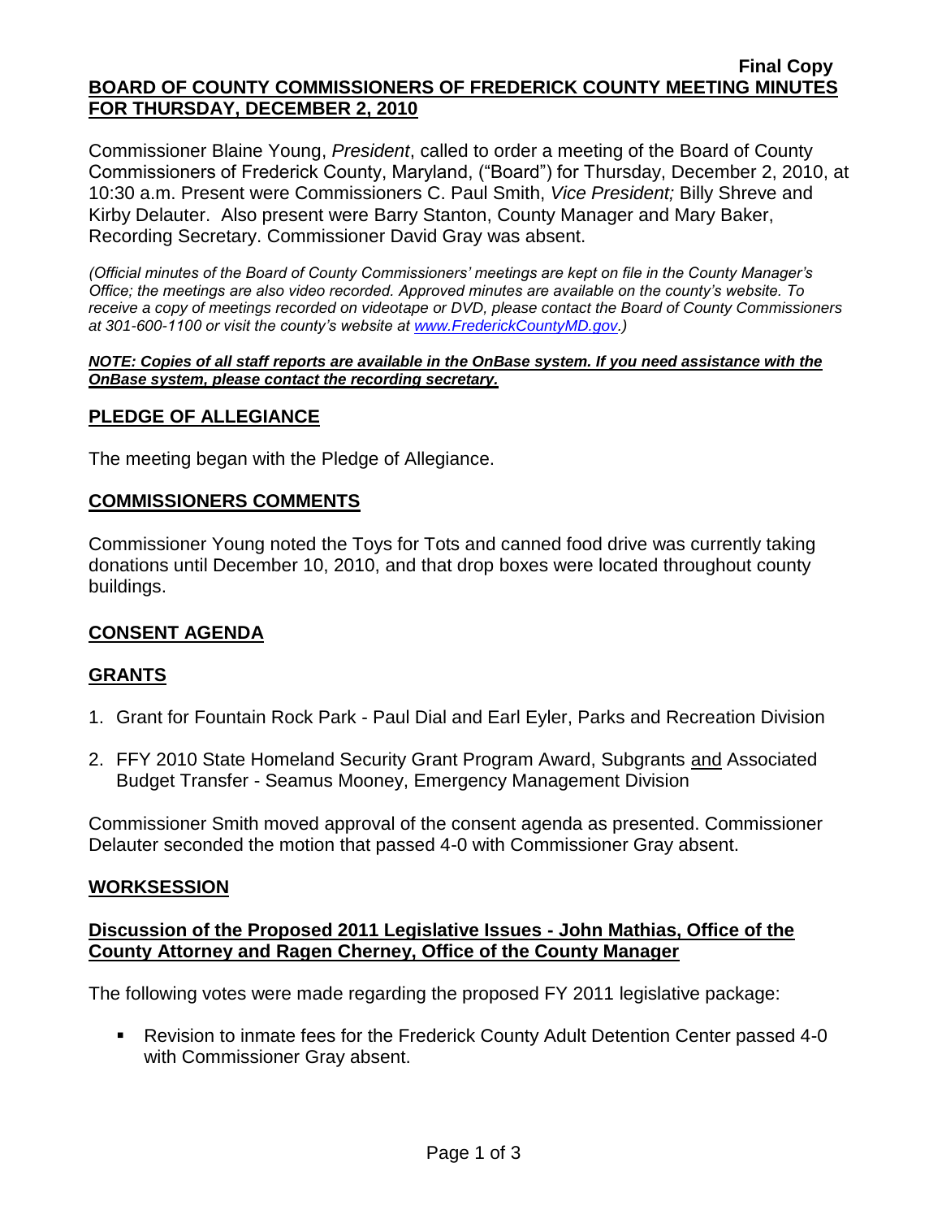**Final Copy**

# BOARD OF COUNTY COMMISSIONERS OF FREDERICK COUNTY MEETING MINUTES FOR THURSDAY, DECEMBER 2, 2010

Commissioner Blaine Young, *President*, called to order a meeting of the Board of County Commissioners of Frederick County, Maryland, ("Board") for Thursday, December 2, 2010, at 10:30 a.m. Present were Commissioners C. Paul Smith, *Vice President;* Billy Shreve and Kirby Delauter. Also present were Barry Stanton, County Manager and Mary Baker, Recording Secretary. Commissioner David Gray was absent.

*(Official minutes of the Board of County Commissioners' meetings are kept on file in the County Manager's Office; the meetings are also video recorded. Approved minutes are available on the county's website. To receive a copy of meetings recorded on videotape or DVD, please contact the Board of County Commissioners at 301-600-1100 or visit the county's website at www.FrederickCountyMD.gov.)*

***NOTE: Copies of all staff reports are available in the OnBase system. If you need assistance with the OnBase system, please contact the recording secretary.***

## PLEDGE OF ALLEGIANCE

The meeting began with the Pledge of Allegiance.

## COMMISSIONERS COMMENTS

Commissioner Young noted the Toys for Tots and canned food drive was currently taking donations until December 10, 2010, and that drop boxes were located throughout county buildings.

## CONSENT AGENDA

## GRANTS

1. Grant for Fountain Rock Park - Paul Dial and Earl Eyler, Parks and Recreation Division
2. FFY 2010 State Homeland Security Grant Program Award, Subgrants and Associated Budget Transfer - Seamus Mooney, Emergency Management Division

Commissioner Smith moved approval of the consent agenda as presented. Commissioner Delauter seconded the motion that passed 4-0 with Commissioner Gray absent.

## WORKSESSION

### Discussion of the Proposed 2011 Legislative Issues - John Mathias, Office of the County Attorney and Ragen Cherney, Office of the County Manager

The following votes were made regarding the proposed FY 2011 legislative package:

- Revision to inmate fees for the Frederick County Adult Detention Center passed 4-0 with Commissioner Gray absent.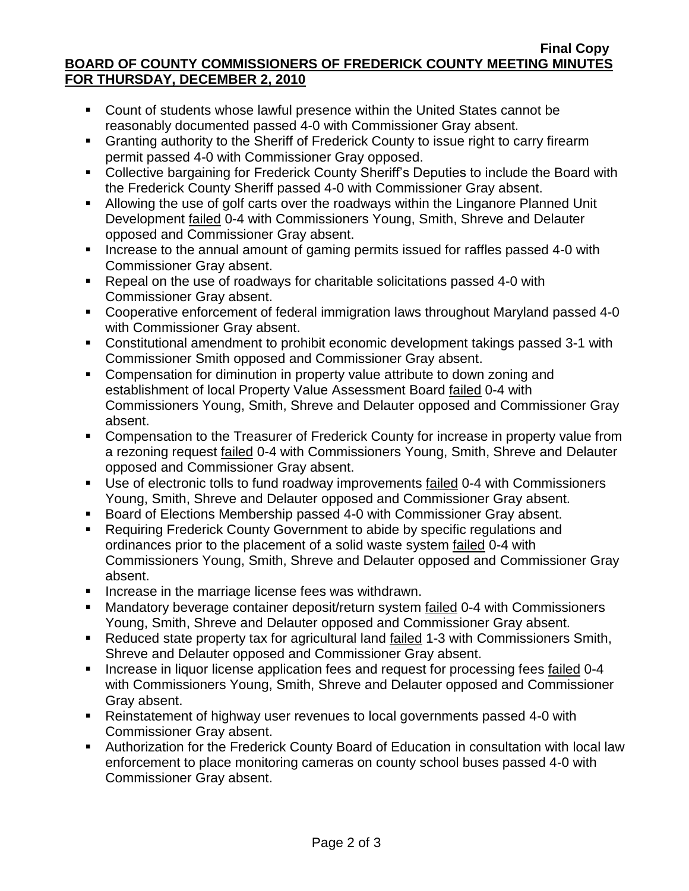- Count of students whose lawful presence within the United States cannot be reasonably documented passed 4-0 with Commissioner Gray absent.
- Granting authority to the Sheriff of Frederick County to issue right to carry firearm permit passed 4-0 with Commissioner Gray opposed.
- Collective bargaining for Frederick County Sheriff's Deputies to include the Board with the Frederick County Sheriff passed 4-0 with Commissioner Gray absent.
- Allowing the use of golf carts over the roadways within the Linganore Planned Unit Development failed 0-4 with Commissioners Young, Smith, Shreve and Delauter opposed and Commissioner Gray absent.
- Increase to the annual amount of gaming permits issued for raffles passed 4-0 with Commissioner Gray absent.
- Repeal on the use of roadways for charitable solicitations passed 4-0 with Commissioner Gray absent.
- Cooperative enforcement of federal immigration laws throughout Maryland passed 4-0 with Commissioner Gray absent.
- Constitutional amendment to prohibit economic development takings passed 3-1 with Commissioner Smith opposed and Commissioner Gray absent.
- Compensation for diminution in property value attribute to down zoning and establishment of local Property Value Assessment Board failed 0-4 with Commissioners Young, Smith, Shreve and Delauter opposed and Commissioner Gray absent.
- Compensation to the Treasurer of Frederick County for increase in property value from a rezoning request failed 0-4 with Commissioners Young, Smith, Shreve and Delauter opposed and Commissioner Gray absent.
- Use of electronic tolls to fund roadway improvements failed 0-4 with Commissioners Young, Smith, Shreve and Delauter opposed and Commissioner Gray absent.
- Board of Elections Membership passed 4-0 with Commissioner Gray absent.
- Requiring Frederick County Government to abide by specific regulations and ordinances prior to the placement of a solid waste system failed 0-4 with Commissioners Young, Smith, Shreve and Delauter opposed and Commissioner Gray absent.
- Increase in the marriage license fees was withdrawn.
- Mandatory beverage container deposit/return system failed 0-4 with Commissioners Young, Smith, Shreve and Delauter opposed and Commissioner Gray absent.
- Reduced state property tax for agricultural land failed 1-3 with Commissioners Smith, Shreve and Delauter opposed and Commissioner Gray absent.
- Increase in liquor license application fees and request for processing fees failed 0-4 with Commissioners Young, Smith, Shreve and Delauter opposed and Commissioner Gray absent.
- Reinstatement of highway user revenues to local governments passed 4-0 with Commissioner Gray absent.
- Authorization for the Frederick County Board of Education in consultation with local law enforcement to place monitoring cameras on county school buses passed 4-0 with Commissioner Gray absent.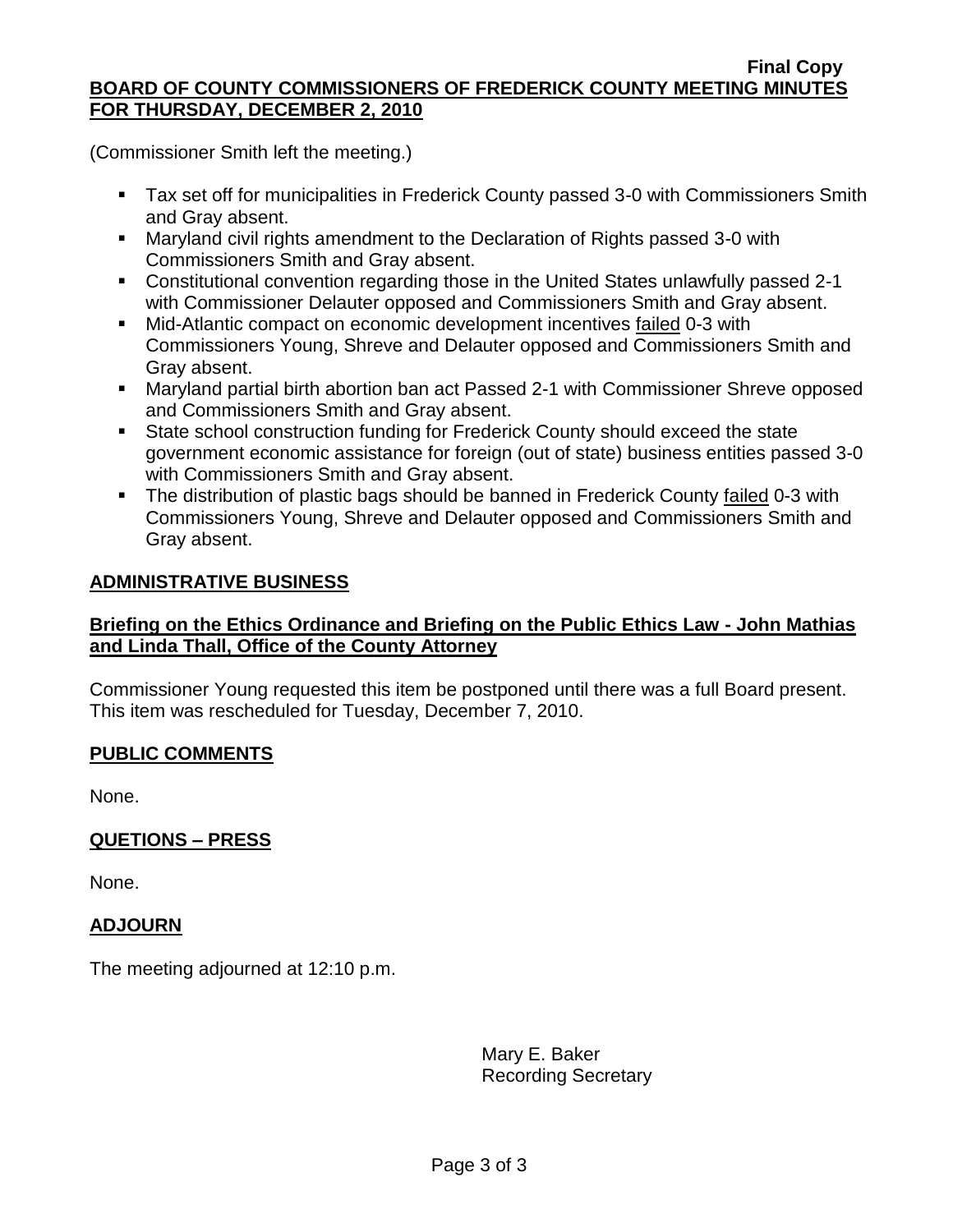(Commissioner Smith left the meeting.)

- Tax set off for municipalities in Frederick County passed 3-0 with Commissioners Smith and Gray absent.
- Maryland civil rights amendment to the Declaration of Rights passed 3-0 with Commissioners Smith and Gray absent.
- Constitutional convention regarding those in the United States unlawfully passed 2-1 with Commissioner Delauter opposed and Commissioners Smith and Gray absent.
- Mid-Atlantic compact on economic development incentives failed 0-3 with Commissioners Young, Shreve and Delauter opposed and Commissioners Smith and Gray absent.
- Maryland partial birth abortion ban act Passed 2-1 with Commissioner Shreve opposed and Commissioners Smith and Gray absent.
- State school construction funding for Frederick County should exceed the state government economic assistance for foreign (out of state) business entities passed 3-0 with Commissioners Smith and Gray absent.
- The distribution of plastic bags should be banned in Frederick County failed 0-3 with Commissioners Young, Shreve and Delauter opposed and Commissioners Smith and Gray absent.

## ADMINISTRATIVE BUSINESS

### Briefing on the Ethics Ordinance and Briefing on the Public Ethics Law - John Mathias and Linda Thall, Office of the County Attorney

Commissioner Young requested this item be postponed until there was a full Board present. This item was rescheduled for Tuesday, December 7, 2010.

## PUBLIC COMMENTS

None.

## QUETIONS – PRESS

None.

## ADJOURN

The meeting adjourned at 12:10 p.m.

Mary E. Baker
Recording Secretary